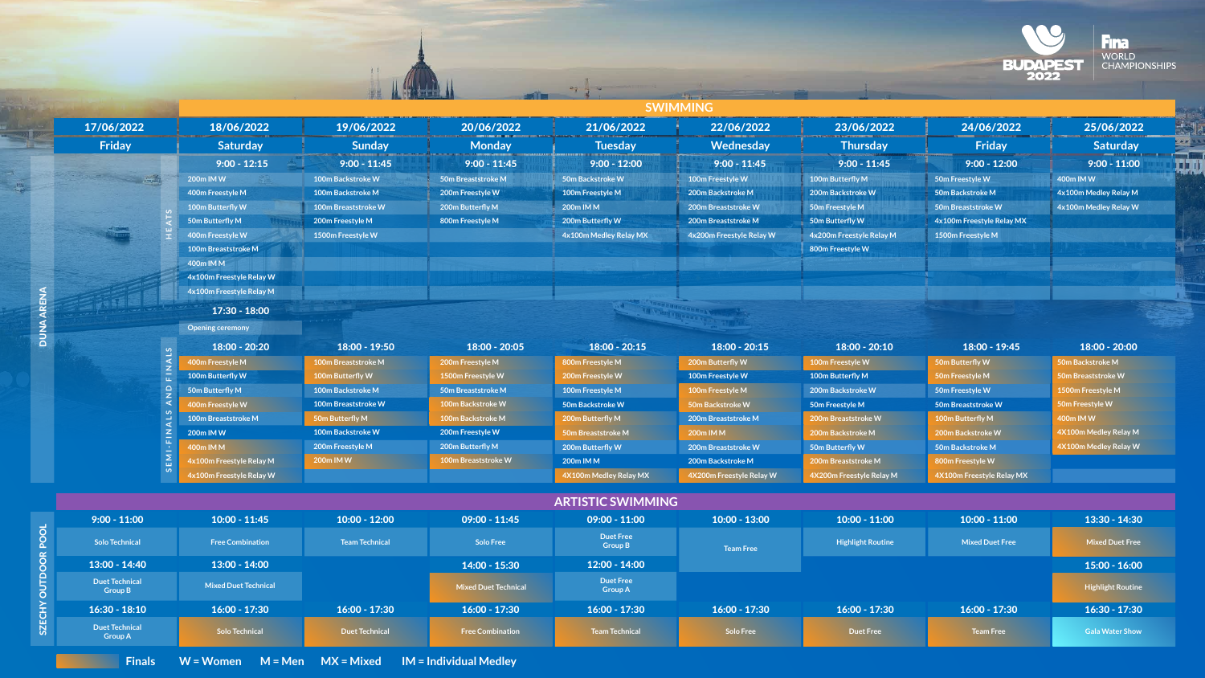# FINA World Championships Budapest 2022

## SWIMMING – DUNA ARENA

### Heats

| 17/06/2022 Friday | 18/06/2022 Saturday | 19/06/2022 Sunday | 20/06/2022 Monday | 21/06/2022 Tuesday | 22/06/2022 Wednesday | 23/06/2022 Thursday | 24/06/2022 Friday | 25/06/2022 Saturday |
|---|---|---|---|---|---|---|---|---|
| | 9:00 - 12:15 | 9:00 - 11:45 | 9:00 - 11:45 | 9:00 - 12:00 | 9:00 - 11:45 | 9:00 - 11:45 | 9:00 - 12:00 | 9:00 - 11:00 |
| | 200m IM W | 100m Backstroke W | 50m Breaststroke M | 50m Backstroke W | 100m Freestyle W | 100m Butterfly M | 50m Freestyle W | 400m IM W |
| | 400m Freestyle M | 100m Backstroke M | 200m Freestyle W | 100m Freestyle M | 200m Backstroke M | 200m Backstroke W | 50m Backstroke M | 4x100m Medley Relay M |
| | 100m Butterfly W | 100m Breaststroke W | 200m Butterfly M | 200m IM M | 200m Breaststroke W | 50m Freestyle M | 50m Breaststroke W | 4x100m Medley Relay W |
| | 50m Butterfly M | 200m Freestyle M | 800m Freestyle M | 200m Butterfly W | 200m Breaststroke M | 50m Butterfly W | 4x100m Freestyle Relay MX | |
| | 400m Freestyle W | 1500m Freestyle W | | 4x100m Medley Relay MX | 4x200m Freestyle Relay W | 4x200m Freestyle Relay M | 1500m Freestyle M | |
| | 100m Breaststroke M | | | | | 800m Freestyle W | | |
| | 400m IM M | | | | | | | |
| | 4x100m Freestyle Relay W | | | | | | | |
| | 4x100m Freestyle Relay M | | | | | | | |
| | 17:30 - 18:00 | | | | | | | |
| | Opening ceremony | | | | | | | |

### Semi-Finals and Finals

(Finals shown in **bold**)

| 17/06/2022 Friday | 18/06/2022 Saturday | 19/06/2022 Sunday | 20/06/2022 Monday | 21/06/2022 Tuesday | 22/06/2022 Wednesday | 23/06/2022 Thursday | 24/06/2022 Friday | 25/06/2022 Saturday |
|---|---|---|---|---|---|---|---|---|
| | 18:00 - 20:20 | 18:00 - 19:50 | 18:00 - 20:05 | 18:00 - 20:15 | 18:00 - 20:15 | 18:00 - 20:10 | 18:00 - 19:45 | 18:00 - 20:00 |
| | **400m Freestyle M** | **100m Breaststroke M** | **200m Freestyle M** | **800m Freestyle M** | **200m Butterfly W** | **100m Freestyle W** | **50m Butterfly W** | **50m Backstroke M** |
| | 100m Butterfly W | **100m Butterfly W** | **1500m Freestyle W** | **200m Freestyle W** | 100m Freestyle W | 100m Butterfly M | **50m Freestyle M** | **50m Breaststroke W** |
| | 50m Butterfly M | 100m Backstroke M | 50m Breaststroke M | 100m Freestyle M | **100m Freestyle M** | 200m Backstroke W | 50m Freestyle W | **1500m Freestyle M** |
| | **400m Freestyle W** | 100m Breaststroke W | **100m Backstroke W** | 50m Backstroke W | **50m Backstroke W** | 50m Freestyle M | 50m Breaststroke W | **50m Freestyle W** |
| | 100m Breaststroke M | **50m Butterfly M** | **100m Backstroke M** | **200m Butterfly M** | 200m Breaststroke M | **200m Breaststroke W** | **100m Butterfly M** | **400m IM W** |
| | 200m IM W | 100m Backstroke W | 200m Freestyle W | **50m Breaststroke M** | **200m IM M** | **200m Backstroke M** | **200m Backstroke W** | **4X100m Medley Relay M** |
| | **400m IM M** | 200m Freestyle M | 200m Butterfly M | 200m Butterfly W | 200m Breaststroke W | 50m Butterfly W | 50m Backstroke M | **4X100m Medley Relay W** |
| | **4x100m Freestyle Relay M** | **200m IM W** | **100m Breaststroke W** | 200m IM M | 200m Backstroke M | **200m Breaststroke M** | **800m Freestyle W** | |
| | **4x100m Freestyle Relay W** | | | **4X100m Medley Relay MX** | **4X200m Freestyle Relay W** | **4X200m Freestyle Relay M** | **4X100m Freestyle Relay MX** | |

## ARTISTIC SWIMMING – SZECHY OUTDOOR POOL

| 17/06/2022 Friday | 18/06/2022 Saturday | 19/06/2022 Sunday | 20/06/2022 Monday | 21/06/2022 Tuesday | 22/06/2022 Wednesday | 23/06/2022 Thursday | 24/06/2022 Friday | 25/06/2022 Saturday |
|---|---|---|---|---|---|---|---|---|
| 9:00 - 11:00 | 10:00 - 11:45 | 10:00 - 12:00 | 09:00 - 11:45 | 09:00 - 11:00 | 10:00 - 13:00 | 10:00 - 11:00 | 10:00 - 11:00 | 13:30 - 14:30 |
| Solo Technical | Free Combination | Team Technical | Solo Free | Duet Free Group B | Team Free | Highlight Routine | Mixed Duet Free | **Mixed Duet Free** |
| 13:00 - 14:40 | 13:00 - 14:00 | | 14:00 - 15:30 | 12:00 - 14:00 | | | | 15:00 - 16:00 |
| Duet Technical Group B | Mixed Duet Technical | | **Mixed Duet Technical** | Duet Free Group A | | | | **Highlight Routine** |
| 16:30 - 18:10 | 16:00 - 17:30 | 16:00 - 17:30 | 16:00 - 17:30 | 16:00 - 17:30 | 16:00 - 17:30 | 16:00 - 17:30 | 16:00 - 17:30 | 16:30 - 17:30 |
| Duet Technical Group A | **Solo Technical** | **Duet Technical** | **Free Combination** | **Team Technical** | **Solo Free** | **Duet Free** | **Team Free** | Gala Water Show |

**Finals** (shown in bold) W = Women M = Men MX = Mixed IM = Individual Medley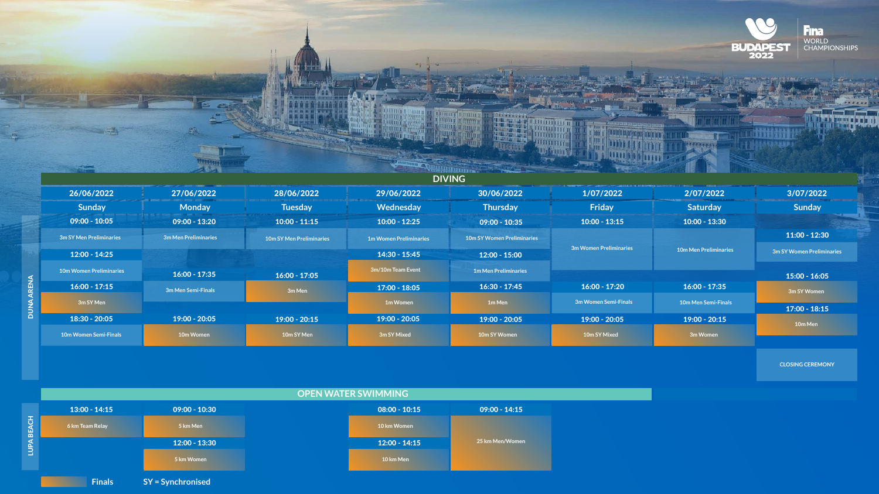# Budapest 2022 FINA World Championships

## DIVING

**DUNA ARENA**

| 26/06/2022 | 27/06/2022 | 28/06/2022 | 29/06/2022 | 30/06/2022 | 1/07/2022 | 2/07/2022 | 3/07/2022 |
|---|---|---|---|---|---|---|---|
| Sunday | Monday | Tuesday | Wednesday | Thursday | Friday | Saturday | Sunday |
| 09:00 - 10:05 | 09:00 - 13:20 | 10:00 - 11:15 | 10:00 - 12:25 | 09:00 - 10:35 | 10:00 - 13:15 | 10:00 - 13:30 | 11:00 - 12:30 |
| 3m SY Men Preliminaries | 3m Men Preliminaries | 10m SY Men Preliminaries | 1m Women Preliminaries | 10m SY Women Preliminaries | 3m Women Preliminaries | 10m Men Preliminaries | 3m SY Women Preliminaries |
| 12:00 - 14:25 | 16:00 - 17:35 | 16:00 - 17:05 | 14:30 - 15:45 | 12:00 - 15:00 | 16:00 - 17:20 | 16:00 - 17:35 | 15:00 - 16:05 |
| 10m Women Preliminaries | 3m Men Semi-Finals | 3m Men | 3m/10m Team Event | 1m Men Preliminaries | 3m Women Semi-Finals | 10m Men Semi-Finals | 3m SY Women |
| 16:00 - 17:15 | 19:00 - 20:05 | 19:00 - 20:15 | 17:00 - 18:05 | 16:30 - 17:45 | 19:00 - 20:05 | 19:00 - 20:15 | 17:00 - 18:15 |
| 3m SY Men | 10m Women | 10m SY Men | 1m Women | 1m Men | 10m SY Mixed | 3m Women | 10m Men |
| 18:30 - 20:05 | | | 19:00 - 20:05 | 19:00 - 20:05 | | | |
| 10m Women Semi-Finals | | | 3m SY Mixed | 10m SY Women | | | CLOSING CEREMONY |

## OPEN WATER SWIMMING

**LUPA BEACH**

| 26/06/2022 | 27/06/2022 | 28/06/2022 | 29/06/2022 | 30/06/2022 |
|---|---|---|---|---|
| 13:00 - 14:15 | 09:00 - 10:30 | | 08:00 - 10:15 | 09:00 - 14:15 |
| 6 km Team Relay | 5 km Men | | 10 km Women | 25 km Men/Women |
| | 12:00 - 13:30 | | 12:00 - 14:15 | |
| | 5 km Women | | 10 km Men | |

Finals    SY = Synchronised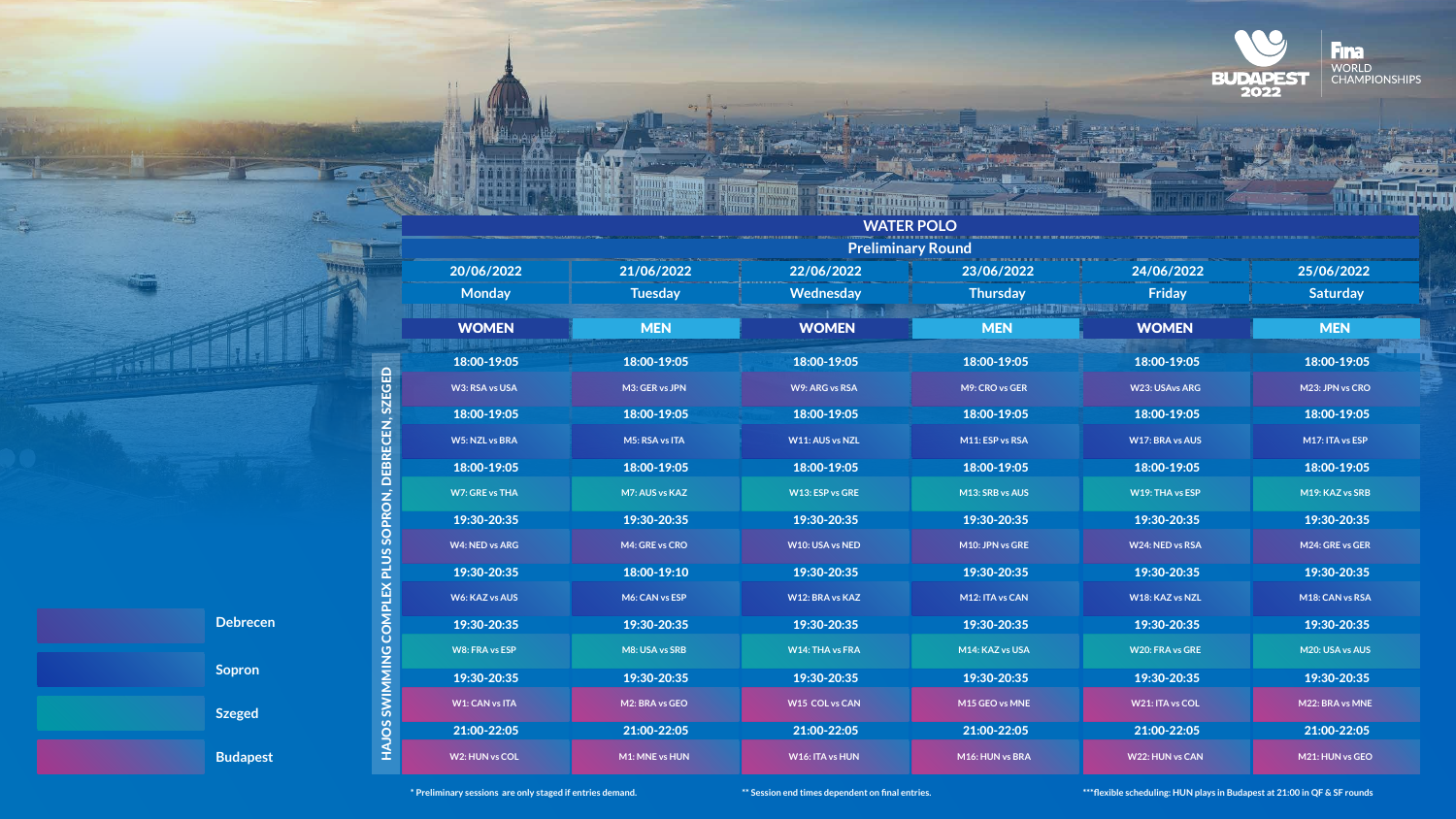# WATER POLO

## Preliminary Round

HAJOS SWIMMING COMPLEX PLUS SOPRON, DEBRECEN, SZEGED

| 20/06/2022 Monday | 21/06/2022 Tuesday | 22/06/2022 Wednesday | 23/06/2022 Thursday | 24/06/2022 Friday | 25/06/2022 Saturday |
|---|---|---|---|---|---|
| **WOMEN** | **MEN** | **WOMEN** | **MEN** | **WOMEN** | **MEN** |
| 18:00-19:05 | 18:00-19:05 | 18:00-19:05 | 18:00-19:05 | 18:00-19:05 | 18:00-19:05 |
| W3: RSA vs USA | M3: GER vs JPN | W9: ARG vs RSA | M9: CRO vs GER | W23: USAvs ARG | M23: JPN vs CRO |
| 18:00-19:05 | 18:00-19:05 | 18:00-19:05 | 18:00-19:05 | 18:00-19:05 | 18:00-19:05 |
| W5: NZL vs BRA | M5: RSA vs ITA | W11: AUS vs NZL | M11: ESP vs RSA | W17: BRA vs AUS | M17: ITA vs ESP |
| 18:00-19:05 | 18:00-19:05 | 18:00-19:05 | 18:00-19:05 | 18:00-19:05 | 18:00-19:05 |
| W7: GRE vs THA | M7: AUS vs KAZ | W13: ESP vs GRE | M13: SRB vs AUS | W19: THA vs ESP | M19: KAZ vs SRB |
| 19:30-20:35 | 19:30-20:35 | 19:30-20:35 | 19:30-20:35 | 19:30-20:35 | 19:30-20:35 |
| W4: NED vs ARG | M4: GRE vs CRO | W10: USA vs NED | M10: JPN vs GRE | W24: NED vs RSA | M24: GRE vs GER |
| 19:30-20:35 | 18:00-19:10 | 19:30-20:35 | 19:30-20:35 | 19:30-20:35 | 19:30-20:35 |
| W6: KAZ vs AUS | M6: CAN vs ESP | W12: BRA vs KAZ | M12: ITA vs CAN | W18: KAZ vs NZL | M18: CAN vs RSA |
| 19:30-20:35 | 19:30-20:35 | 19:30-20:35 | 19:30-20:35 | 19:30-20:35 | 19:30-20:35 |
| W8: FRA vs ESP | M8: USA vs SRB | W14: THA vs FRA | M14: KAZ vs USA | W20: FRA vs GRE | M20: USA vs AUS |
| 19:30-20:35 | 19:30-20:35 | 19:30-20:35 | 19:30-20:35 | 19:30-20:35 | 19:30-20:35 |
| W1: CAN vs ITA | M2: BRA vs GEO | W15 COL vs CAN | M15 GEO vs MNE | W21: ITA vs COL | M22: BRA vs MNE |
| 21:00-22:05 | 21:00-22:05 | 21:00-22:05 | 21:00-22:05 | 21:00-22:05 | 21:00-22:05 |
| W2: HUN vs COL | M1: MNE vs HUN | W16: ITA vs HUN | M16: HUN vs BRA | W22: HUN vs CAN | M21: HUN vs GEO |

Legend: Debrecen, Sopron, Szeged, Budapest

* Preliminary sessions are only staged if entries demand.

** Session end times dependent on final entries.

***flexible scheduling: HUN plays in Budapest at 21:00 in QF & SF rounds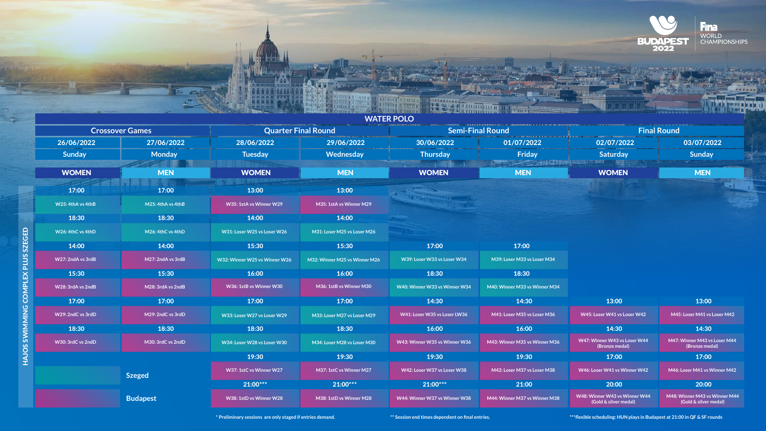BUDAPEST 2022 Fina WORLD CHAMPIONSHIPS

# WATER POLO

| Crossover Games | | Quarter Final Round | | Semi-Final Round | | Final Round | |
|---|---|---|---|---|---|---|---|
| 26/06/2022 | 27/06/2022 | 28/06/2022 | 29/06/2022 | 30/06/2022 | 01/07/2022 | 02/07/2022 | 03/07/2022 |
| Sunday | Monday | Tuesday | Wednesday | Thursday | Friday | Saturday | Sunday |
| WOMEN | MEN | WOMEN | MEN | WOMEN | MEN | WOMEN | MEN |
| 17:00 | 17:00 | 13:00 | 13:00 | | | | |
| W25: 4thA vs 4thB | M25: 4thA vs 4thB | W35: 1stA vs Winner W29 | M35: 1stA vs Winner M29 | | | | |
| 18:30 | 18:30 | 14:00 | 14:00 | | | | |
| W26: 4thC vs 4thD | M26: 4thC vs 4thD | W31: Loser W25 vs Loser W26 | M31: Loser M25 vs Loser M26 | | | | |
| 14:00 | 14:00 | 15:30 | 15:30 | 17:00 | 17:00 | | |
| W27: 2ndA vs 3rdB | M27: 2ndA vs 3rdB | W32: Winner W25 vs Winner W26 | M32: Winner M25 vs Winner M26 | W39: Loser W33 vs Loser W34 | M39: Loser M33 vs Loser M34 | | |
| 15:30 | 15:30 | 16:00 | 16:00 | 18:30 | 18:30 | | |
| W28: 3rdA vs 2ndB | M28: 3rdA vs 2ndB | W36: 1stB vs Winner W30 | M36: 1stB vs Winner M30 | W40: Winner W33 vs Winner W34 | M40: Winner M33 vs Winner M34 | | |
| 17:00 | 17:00 | 17:00 | 17:00 | 14:30 | 14:30 | 13:00 | 13:00 |
| W29: 2ndC vs 3rdD | M29: 2ndC vs 3rdD | W33: Loser W27 vs Loser W29 | M33: Loser M27 vs Loser M29 | W41: Loser W35 vs Loser LW36 | M41: Loser M35 vs Loser M36 | W45: Loser W41 vs Loser W42 | M45: Loser M41 vs Loser M42 |
| 18:30 | 18:30 | 18:30 | 18:30 | 16:00 | 16:00 | 14:30 | 14:30 |
| W30: 3rdC vs 2ndD | M30: 3rdC vs 2ndD | W34: Loser W28 vs Loser W30 | M34: Loser M28 vs Loser M30 | W43: Winner W35 vs Winner W36 | M43: Winner M35 vs Winner M36 | W47: Winner W43 vs Loser W44 (Bronze medal) | M47: Winner M43 vs Loser M44 (Bronze medal) |
| | | 19:30 | 19:30 | 19:30 | 19:30 | 17:00 | 17:00 |
| | | W37: 1stC vs Winner W27 | M37: 1stC vs Winner M27 | W42: Loser W37 vs Loser W38 | M42: Loser M37 vs Loser M38 | W46: Loser W41 vs Winner W42 | M46: Loser M41 vs Winner M42 |
| | | 21:00*** | 21:00*** | 21:00*** | 21:00 | 20:00 | 20:00 |
| | | W38: 1stD vs Winner W28 | M38: 1stD vs Winner M28 | W44: Winner W37 vs Winner W38 | M44: Winner M37 vs Winner M38 | W48: Winner W43 vs Winner W44 (Gold & silver medal) | M48: Winner M43 vs Winner M44 (Gold & silver medal) |

HAJOS SWIMMING COMPLEX PLUS SZEGED

Legend: Szeged (teal) · Budapest (purple)

\* Preliminary sessions are only staged if entries demand.

\*\* Session end times dependent on final entries.

\*\*\*flexible scheduling: HUN plays in Budapest at 21:00 in QF & SF rounds